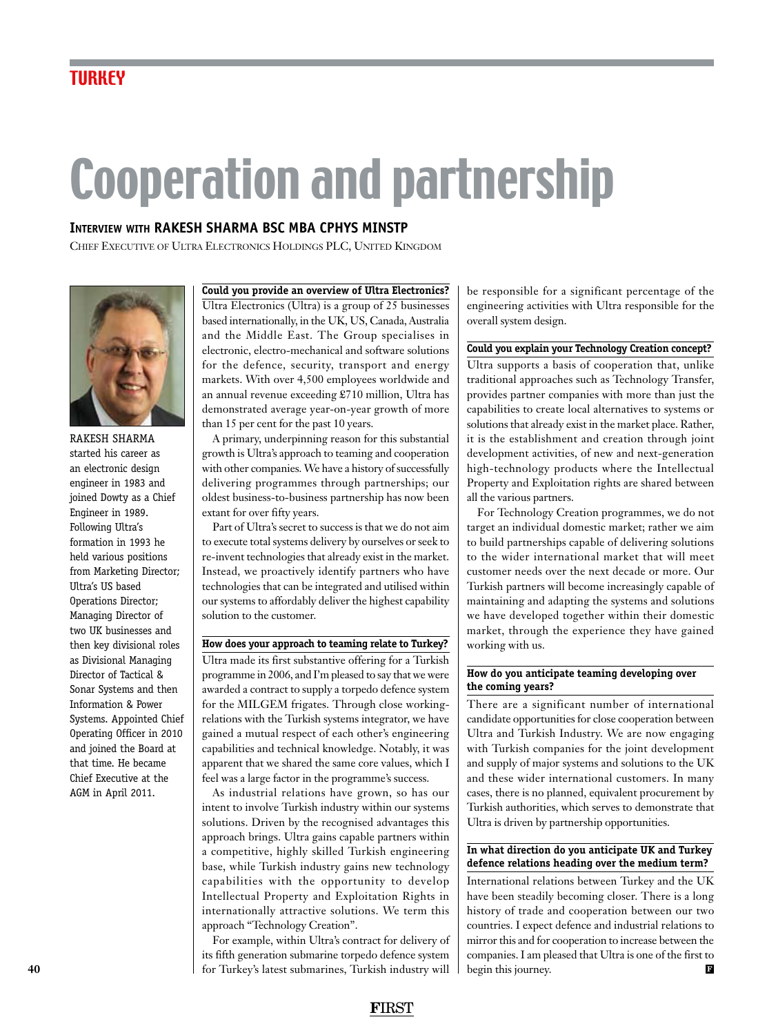# Cooperation and partnership

**Interview with RAKESH SHARMA BSC MBA CPHYS MINSTP**

Chief Executive of Ultra Electronics Holdings PLC, United Kingdom

RAKESH SHARMA started his career as an electronic design engineer in 1983 and joined Dowty as a Chief Engineer in 1989. Following Ultra's formation in 1993 he held various positions from Marketing Director; Ultra's US based Operations Director; Managing Director of two UK businesses and then key divisional roles as Divisional Managing Director of Tactical & Sonar Systems and then Information & Power Systems. Appointed Chief Operating Officer in 2010 and joined the Board at that time. He became Chief Executive at the AGM in April 2011.

### Could you provide an overview of Ultra Electronics?

Ultra Electronics (Ultra) is a group of 25 businesses based internationally, in the UK, US, Canada, Australia and the Middle East. The Group specialises in electronic, electro-mechanical and software solutions for the defence, security, transport and energy markets. With over 4,500 employees worldwide and an annual revenue exceeding £710 million, Ultra has demonstrated average year-on-year growth of more than 15 per cent for the past 10 years.

A primary, underpinning reason for this substantial growth is Ultra's approach to teaming and cooperation with other companies. We have a history of successfully delivering programmes through partnerships; our oldest business-to-business partnership has now been extant for over fifty years.

Part of Ultra's secret to success is that we do not aim to execute total systems delivery by ourselves or seek to re-invent technologies that already exist in the market. Instead, we proactively identify partners who have technologies that can be integrated and utilised within our systems to affordably deliver the highest capability solution to the customer.

### How does your approach to teaming relate to Turkey?

Ultra made its first substantive offering for a Turkish programme in 2006, and I'm pleased to say that we were awarded a contract to supply a torpedo defence system for the MILGEM frigates. Through close working-relations with the Turkish systems integrator, we have gained a mutual respect of each other's engineering capabilities and technical knowledge. Notably, it was apparent that we shared the same core values, which I feel was a large factor in the programme's success.

As industrial relations have grown, so has our intent to involve Turkish industry within our systems solutions. Driven by the recognised advantages this approach brings. Ultra gains capable partners within a competitive, highly skilled Turkish engineering base, while Turkish industry gains new technology capabilities with the opportunity to develop Intellectual Property and Exploitation Rights in internationally attractive solutions. We term this approach "Technology Creation".

For example, within Ultra's contract for delivery of its fifth generation submarine torpedo defence system for Turkey's latest submarines, Turkish industry will be responsible for a significant percentage of the engineering activities with Ultra responsible for the overall system design.

### Could you explain your Technology Creation concept?

Ultra supports a basis of cooperation that, unlike traditional approaches such as Technology Transfer, provides partner companies with more than just the capabilities to create local alternatives to systems or solutions that already exist in the market place. Rather, it is the establishment and creation through joint development activities, of new and next-generation high-technology products where the Intellectual Property and Exploitation rights are shared between all the various partners.

For Technology Creation programmes, we do not target an individual domestic market; rather we aim to build partnerships capable of delivering solutions to the wider international market that will meet customer needs over the next decade or more. Our Turkish partners will become increasingly capable of maintaining and adapting the systems and solutions we have developed together within their domestic market, through the experience they have gained working with us.

### How do you anticipate teaming developing over the coming years?

There are a significant number of international candidate opportunities for close cooperation between Ultra and Turkish Industry. We are now engaging with Turkish companies for the joint development and supply of major systems and solutions to the UK and these wider international customers. In many cases, there is no planned, equivalent procurement by Turkish authorities, which serves to demonstrate that Ultra is driven by partnership opportunities.

### In what direction do you anticipate UK and Turkey defence relations heading over the medium term?

International relations between Turkey and the UK have been steadily becoming closer. There is a long history of trade and cooperation between our two countries. I expect defence and industrial relations to mirror this and for cooperation to increase between the companies. I am pleased that Ultra is one of the first to begin this journey.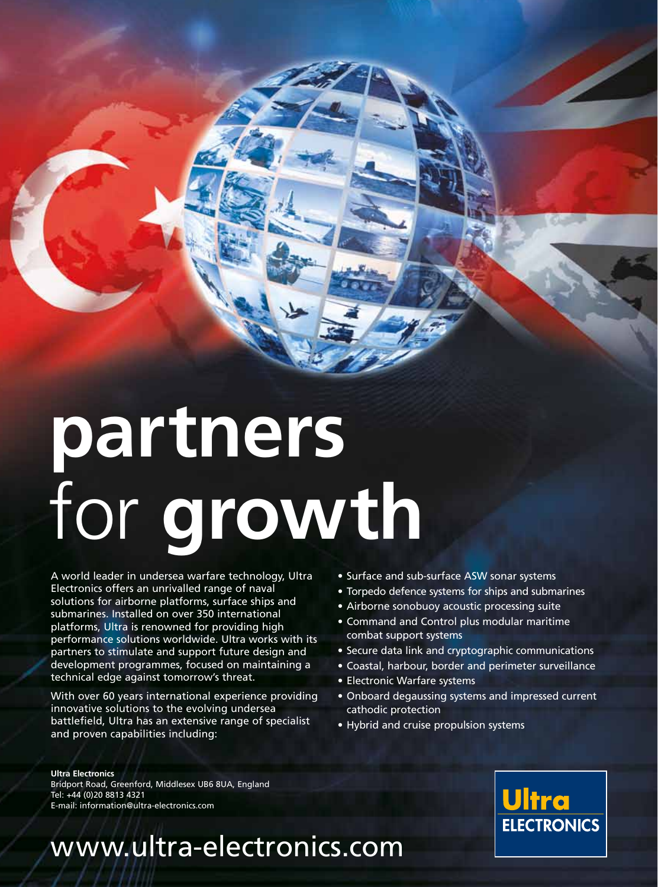# partners for growth

A world leader in undersea warfare technology, Ultra Electronics offers an unrivalled range of naval solutions for airborne platforms, surface ships and submarines. Installed on over 350 international platforms, Ultra is renowned for providing high performance solutions worldwide. Ultra works with its partners to stimulate and support future design and development programmes, focused on maintaining a technical edge against tomorrow's threat.

With over 60 years international experience providing innovative solutions to the evolving undersea battlefield, Ultra has an extensive range of specialist and proven capabilities including:

- Surface and sub-surface ASW sonar systems
- Torpedo defence systems for ships and submarines
- Airborne sonobuoy acoustic processing suite
- Command and Control plus modular maritime combat support systems
- Secure data link and cryptographic communications
- Coastal, harbour, border and perimeter surveillance
- Electronic Warfare systems
- Onboard degaussing systems and impressed current cathodic protection
- Hybrid and cruise propulsion systems

**Ultra Electronics**
Bridport Road, Greenford, Middlesex UB6 8UA, England
Tel: +44 (0)20 8813 4321
E-mail: information@ultra-electronics.com

Ultra ELECTRONICS

www.ultra-electronics.com